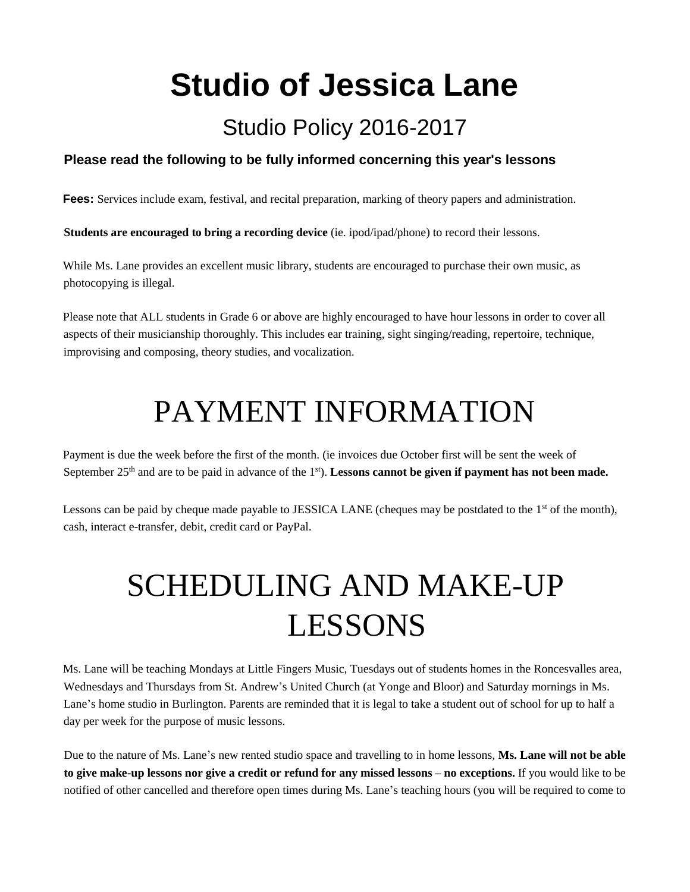# Studio of Jessica Lane

## Studio Policy 2016-2017

### Please read the following to be fully informed concerning this year's lessons

**Fees:** Services include exam, festival, and recital preparation, marking of theory papers and administration.

**Students are encouraged to bring a recording device** (ie. ipod/ipad/phone) to record their lessons.

While Ms. Lane provides an excellent music library, students are encouraged to purchase their own music, as photocopying is illegal.

Please note that ALL students in Grade 6 or above are highly encouraged to have hour lessons in order to cover all aspects of their musicianship thoroughly. This includes ear training, sight singing/reading, repertoire, technique, improvising and composing, theory studies, and vocalization.

# PAYMENT INFORMATION

Payment is due the week before the first of the month. (ie invoices due October first will be sent the week of September 25th and are to be paid in advance of the 1st). **Lessons cannot be given if payment has not been made.**

Lessons can be paid by cheque made payable to JESSICA LANE (cheques may be postdated to the 1st of the month), cash, interact e-transfer, debit, credit card or PayPal.

# SCHEDULING AND MAKE-UP LESSONS

Ms. Lane will be teaching Mondays at Little Fingers Music, Tuesdays out of students homes in the Roncesvalles area, Wednesdays and Thursdays from St. Andrew's United Church (at Yonge and Bloor) and Saturday mornings in Ms. Lane's home studio in Burlington. Parents are reminded that it is legal to take a student out of school for up to half a day per week for the purpose of music lessons.

Due to the nature of Ms. Lane's new rented studio space and travelling to in home lessons, **Ms. Lane will not be able to give make-up lessons nor give a credit or refund for any missed lessons – no exceptions.** If you would like to be notified of other cancelled and therefore open times during Ms. Lane's teaching hours (you will be required to come to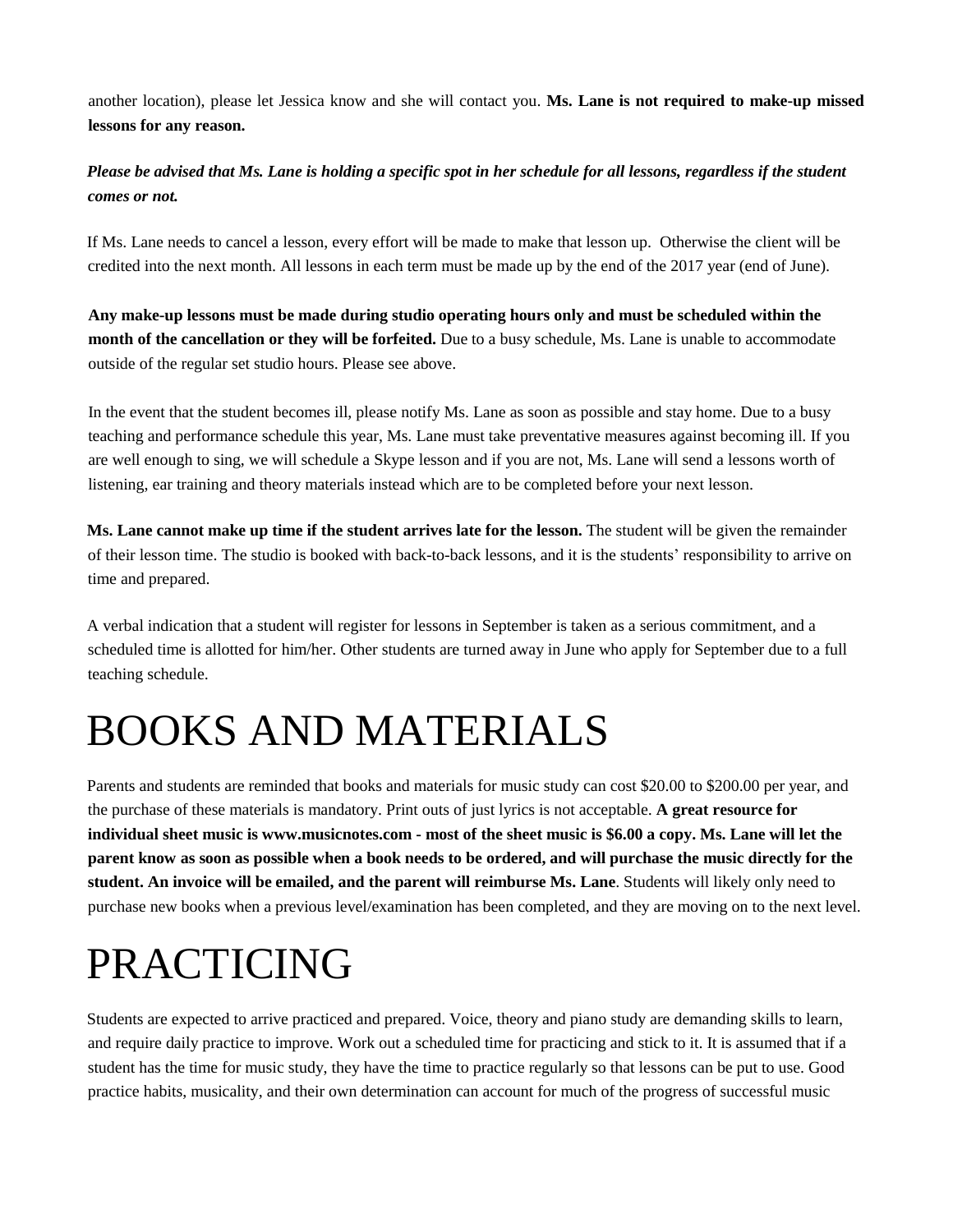another location), please let Jessica know and she will contact you. **Ms. Lane is not required to make-up missed lessons for any reason.**

***Please be advised that Ms. Lane is holding a specific spot in her schedule for all lessons, regardless if the student comes or not.***

If Ms. Lane needs to cancel a lesson, every effort will be made to make that lesson up. Otherwise the client will be credited into the next month. All lessons in each term must be made up by the end of the 2017 year (end of June).

**Any make-up lessons must be made during studio operating hours only and must be scheduled within the month of the cancellation or they will be forfeited.** Due to a busy schedule, Ms. Lane is unable to accommodate outside of the regular set studio hours. Please see above.

In the event that the student becomes ill, please notify Ms. Lane as soon as possible and stay home. Due to a busy teaching and performance schedule this year, Ms. Lane must take preventative measures against becoming ill. If you are well enough to sing, we will schedule a Skype lesson and if you are not, Ms. Lane will send a lessons worth of listening, ear training and theory materials instead which are to be completed before your next lesson.

**Ms. Lane cannot make up time if the student arrives late for the lesson.** The student will be given the remainder of their lesson time. The studio is booked with back-to-back lessons, and it is the students' responsibility to arrive on time and prepared.

A verbal indication that a student will register for lessons in September is taken as a serious commitment, and a scheduled time is allotted for him/her. Other students are turned away in June who apply for September due to a full teaching schedule.

# BOOKS AND MATERIALS

Parents and students are reminded that books and materials for music study can cost $20.00 to $200.00 per year, and the purchase of these materials is mandatory. Print outs of just lyrics is not acceptable. **A great resource for individual sheet music is www.musicnotes.com - most of the sheet music is $6.00 a copy. Ms. Lane will let the parent know as soon as possible when a book needs to be ordered, and will purchase the music directly for the student. An invoice will be emailed, and the parent will reimburse Ms. Lane**. Students will likely only need to purchase new books when a previous level/examination has been completed, and they are moving on to the next level.

# PRACTICING

Students are expected to arrive practiced and prepared. Voice, theory and piano study are demanding skills to learn, and require daily practice to improve. Work out a scheduled time for practicing and stick to it. It is assumed that if a student has the time for music study, they have the time to practice regularly so that lessons can be put to use. Good practice habits, musicality, and their own determination can account for much of the progress of successful music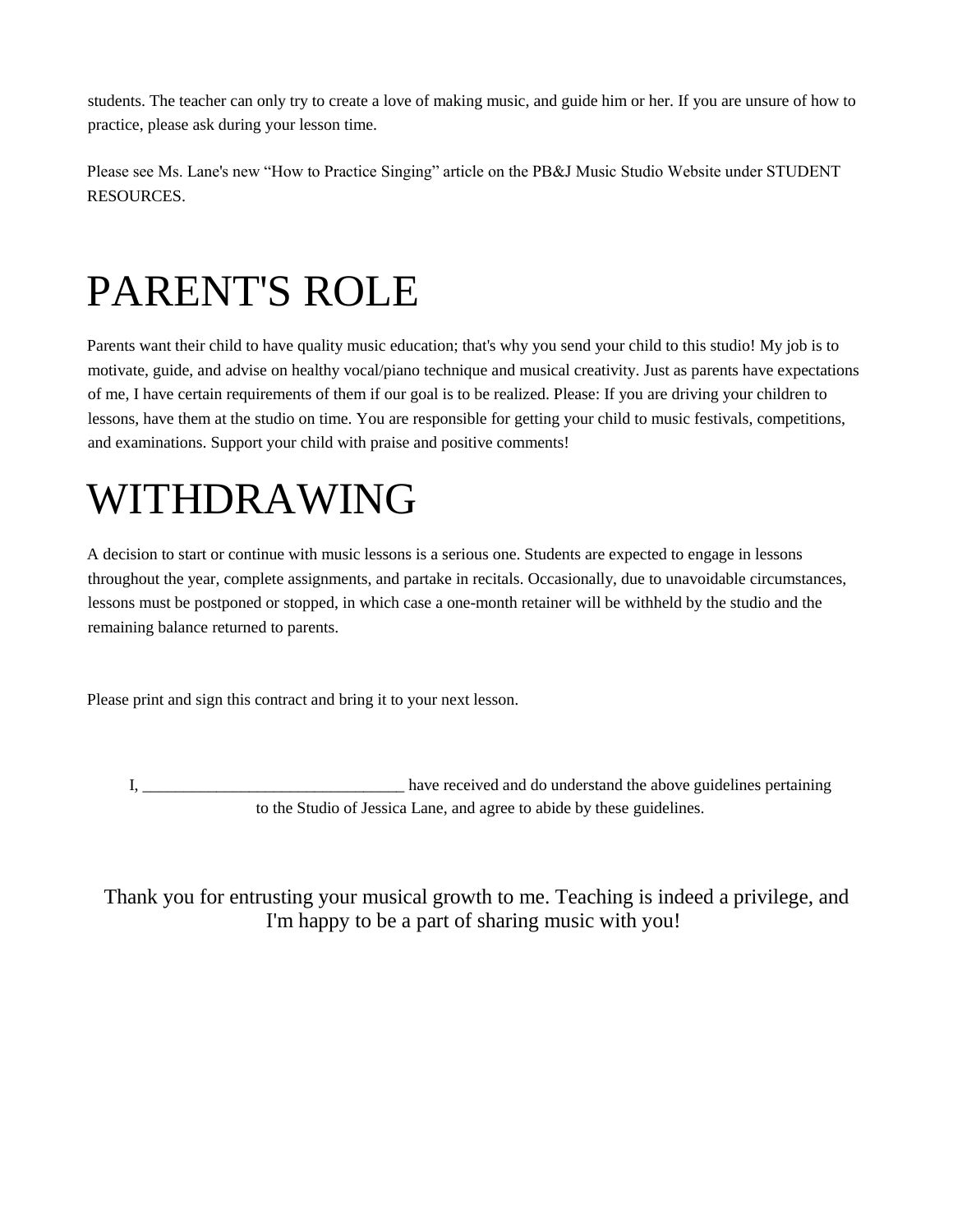students. The teacher can only try to create a love of making music, and guide him or her. If you are unsure of how to practice, please ask during your lesson time.

Please see Ms. Lane's new “How to Practice Singing” article on the PB&J Music Studio Website under STUDENT RESOURCES.

# PARENT'S ROLE

Parents want their child to have quality music education; that's why you send your child to this studio! My job is to motivate, guide, and advise on healthy vocal/piano technique and musical creativity. Just as parents have expectations of me, I have certain requirements of them if our goal is to be realized. Please: If you are driving your children to lessons, have them at the studio on time. You are responsible for getting your child to music festivals, competitions, and examinations. Support your child with praise and positive comments!

# WITHDRAWING

A decision to start or continue with music lessons is a serious one. Students are expected to engage in lessons throughout the year, complete assignments, and partake in recitals. Occasionally, due to unavoidable circumstances, lessons must be postponed or stopped, in which case a one-month retainer will be withheld by the studio and the remaining balance returned to parents.

Please print and sign this contract and bring it to your next lesson.

I, ________________________________ have received and do understand the above guidelines pertaining to the Studio of Jessica Lane, and agree to abide by these guidelines.

Thank you for entrusting your musical growth to me. Teaching is indeed a privilege, and I'm happy to be a part of sharing music with you!